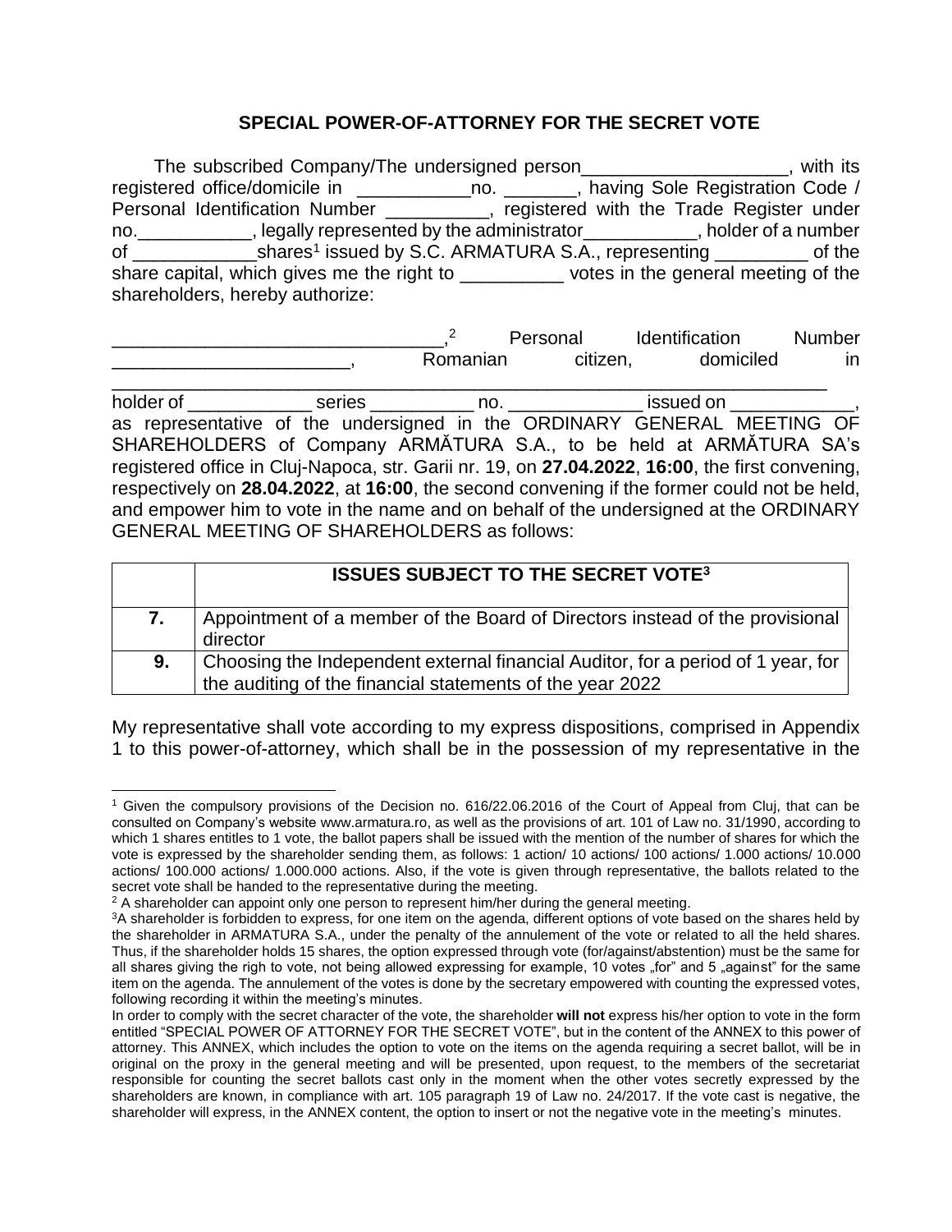# SPECIAL POWER-OF-ATTORNEY FOR THE SECRET VOTE

The subscribed Company/The undersigned person____________________, with its registered office/domicile in ___________no. _______, having Sole Registration Code / Personal Identification Number __________, registered with the Trade Register under no.___________, legally represented by the administrator___________, holder of a number of ____________shares[1] issued by S.C. ARMATURA S.A., representing _________ of the share capital, which gives me the right to __________ votes in the general meeting of the shareholders, hereby authorize:

________________________________,[2] Personal Identification Number _______________________, Romanian citizen, domiciled in _______________________________________________________________________ holder of ____________ series __________ no. _____________ issued on ____________, as representative of the undersigned in the ORDINARY GENERAL MEETING OF SHAREHOLDERS of Company ARMĂTURA S.A., to be held at ARMĂTURA SA's registered office in Cluj-Napoca, str. Garii nr. 19, on **27.04.2022**, **16:00**, the first convening, respectively on **28.04.2022**, at **16:00**, the second convening if the former could not be held, and empower him to vote in the name and on behalf of the undersigned at the ORDINARY GENERAL MEETING OF SHAREHOLDERS as follows:

| | **ISSUES SUBJECT TO THE SECRET VOTE[3]** |
|---|---|
| **7.** | Appointment of a member of the Board of Directors instead of the provisional director |
| **9.** | Choosing the Independent external financial Auditor, for a period of 1 year, for the auditing of the financial statements of the year 2022 |

My representative shall vote according to my express dispositions, comprised in Appendix 1 to this power-of-attorney, which shall be in the possession of my representative in the

---

[1] Given the compulsory provisions of the Decision no. 616/22.06.2016 of the Court of Appeal from Cluj, that can be consulted on Company's website www.armatura.ro, as well as the provisions of art. 101 of Law no. 31/1990, according to which 1 shares entitles to 1 vote, the ballot papers shall be issued with the mention of the number of shares for which the vote is expressed by the shareholder sending them, as follows: 1 action/ 10 actions/ 100 actions/ 1.000 actions/ 10.000 actions/ 100.000 actions/ 1.000.000 actions. Also, if the vote is given through representative, the ballots related to the secret vote shall be handed to the representative during the meeting.

[2] A shareholder can appoint only one person to represent him/her during the general meeting.

[3] A shareholder is forbidden to express, for one item on the agenda, different options of vote based on the shares held by the shareholder in ARMATURA S.A., under the penalty of the annulement of the vote or related to all the held shares. Thus, if the shareholder holds 15 shares, the option expressed through vote (for/against/abstention) must be the same for all shares giving the righ to vote, not being allowed expressing for example, 10 votes „for" and 5 „against" for the same item on the agenda. The annulement of the votes is done by the secretary empowered with counting the expressed votes, following recording it within the meeting's minutes.

In order to comply with the secret character of the vote, the shareholder **will not** express his/her option to vote in the form entitled "SPECIAL POWER OF ATTORNEY FOR THE SECRET VOTE", but in the content of the ANNEX to this power of attorney. This ANNEX, which includes the option to vote on the items on the agenda requiring a secret ballot, will be in original on the proxy in the general meeting and will be presented, upon request, to the members of the secretariat responsible for counting the secret ballots cast only in the moment when the other votes secretly expressed by the shareholders are known, in compliance with art. 105 paragraph 19 of Law no. 24/2017. If the vote cast is negative, the shareholder will express, in the ANNEX content, the option to insert or not the negative vote in the meeting's minutes.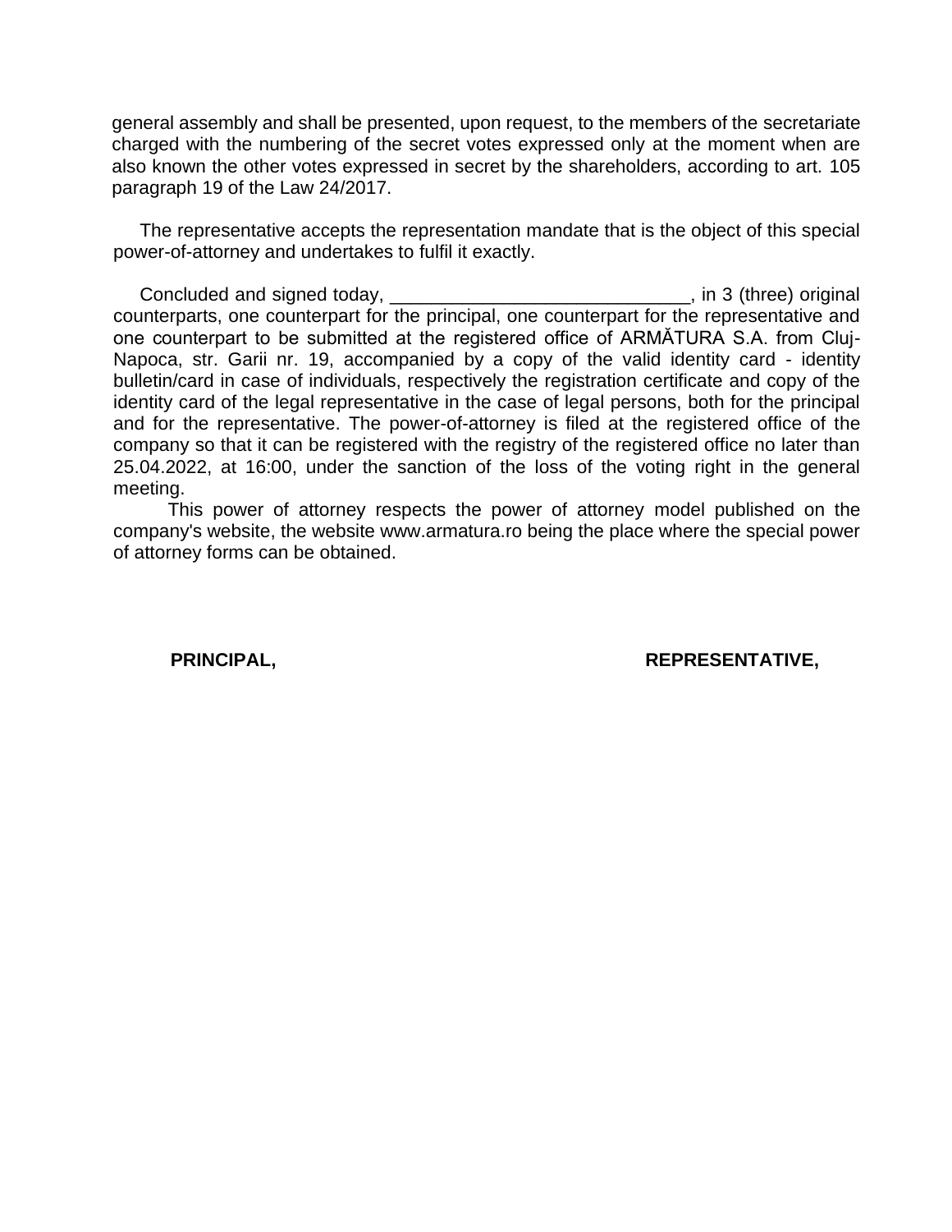general assembly and shall be presented, upon request, to the members of the secretariate charged with the numbering of the secret votes expressed only at the moment when are also known the other votes expressed in secret by the shareholders, according to art. 105 paragraph 19 of the Law 24/2017.

The representative accepts the representation mandate that is the object of this special power-of-attorney and undertakes to fulfil it exactly.

Concluded and signed today, _____________________________, in 3 (three) original counterparts, one counterpart for the principal, one counterpart for the representative and one counterpart to be submitted at the registered office of ARMĂTURA S.A. from Cluj-Napoca, str. Garii nr. 19, accompanied by a copy of the valid identity card - identity bulletin/card in case of individuals, respectively the registration certificate and copy of the identity card of the legal representative in the case of legal persons, both for the principal and for the representative. The power-of-attorney is filed at the registered office of the company so that it can be registered with the registry of the registered office no later than 25.04.2022, at 16:00, under the sanction of the loss of the voting right in the general meeting.

This power of attorney respects the power of attorney model published on the company's website, the website www.armatura.ro being the place where the special power of attorney forms can be obtained.

**PRINCIPAL,** **REPRESENTATIVE,**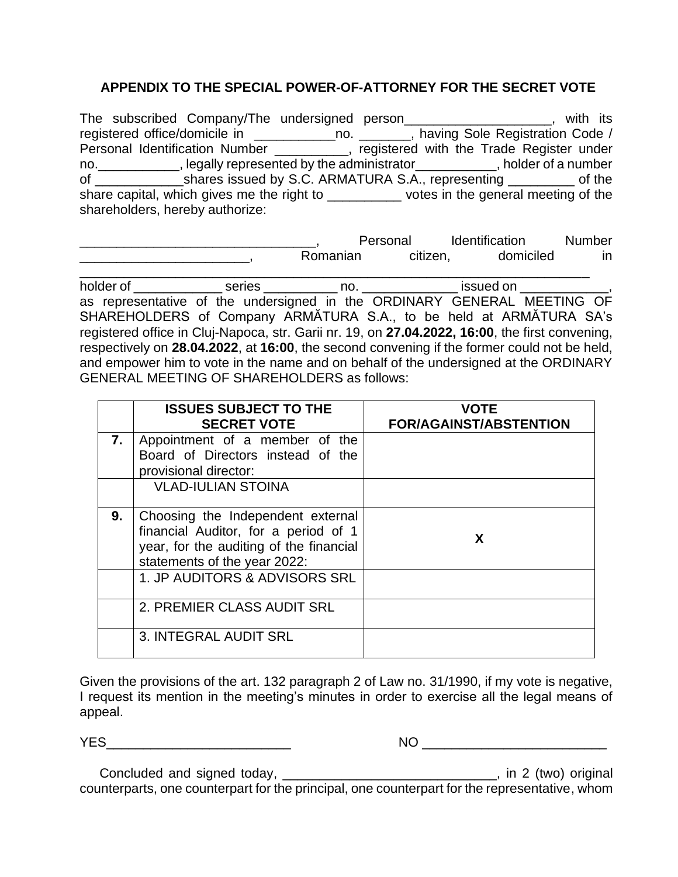**APPENDIX TO THE SPECIAL POWER-OF-ATTORNEY FOR THE SECRET VOTE**

The subscribed Company/The undersigned person____________________, with its registered office/domicile in ___________no. _______, having Sole Registration Code / Personal Identification Number __________, registered with the Trade Register under no.___________, legally represented by the administrator___________, holder of a number of ____________shares issued by S.C. ARMATURA S.A., representing _________ of the share capital, which gives me the right to __________ votes in the general meeting of the shareholders, hereby authorize:

________________________________, Personal Identification Number _______________________, Romanian citizen, domiciled in ______________________________________________________________________ holder of ____________ series __________ no. _____________ issued on ____________, as representative of the undersigned in the ORDINARY GENERAL MEETING OF SHAREHOLDERS of Company ARMĂTURA S.A., to be held at ARMĂTURA SA's registered office in Cluj-Napoca, str. Garii nr. 19, on **27.04.2022, 16:00**, the first convening, respectively on **28.04.2022**, at **16:00**, the second convening if the former could not be held, and empower him to vote in the name and on behalf of the undersigned at the ORDINARY GENERAL MEETING OF SHAREHOLDERS as follows:

| | **ISSUES SUBJECT TO THE SECRET VOTE** | **VOTE FOR/AGAINST/ABSTENTION** |
|---|---|---|
| **7.** | Appointment of a member of the Board of Directors instead of the provisional director: | |
| | VLAD-IULIAN STOINA | |
| **9.** | Choosing the Independent external financial Auditor, for a period of 1 year, for the auditing of the financial statements of the year 2022: | **X** |
| | 1. JP AUDITORS & ADVISORS SRL | |
| | 2. PREMIER CLASS AUDIT SRL | |
| | 3. INTEGRAL AUDIT SRL | |

Given the provisions of the art. 132 paragraph 2 of Law no. 31/1990, if my vote is negative, I request its mention in the meeting's minutes in order to exercise all the legal means of appeal.

YES_________________________ NO _________________________

Concluded and signed today, _____________________________, in 2 (two) original counterparts, one counterpart for the principal, one counterpart for the representative, whom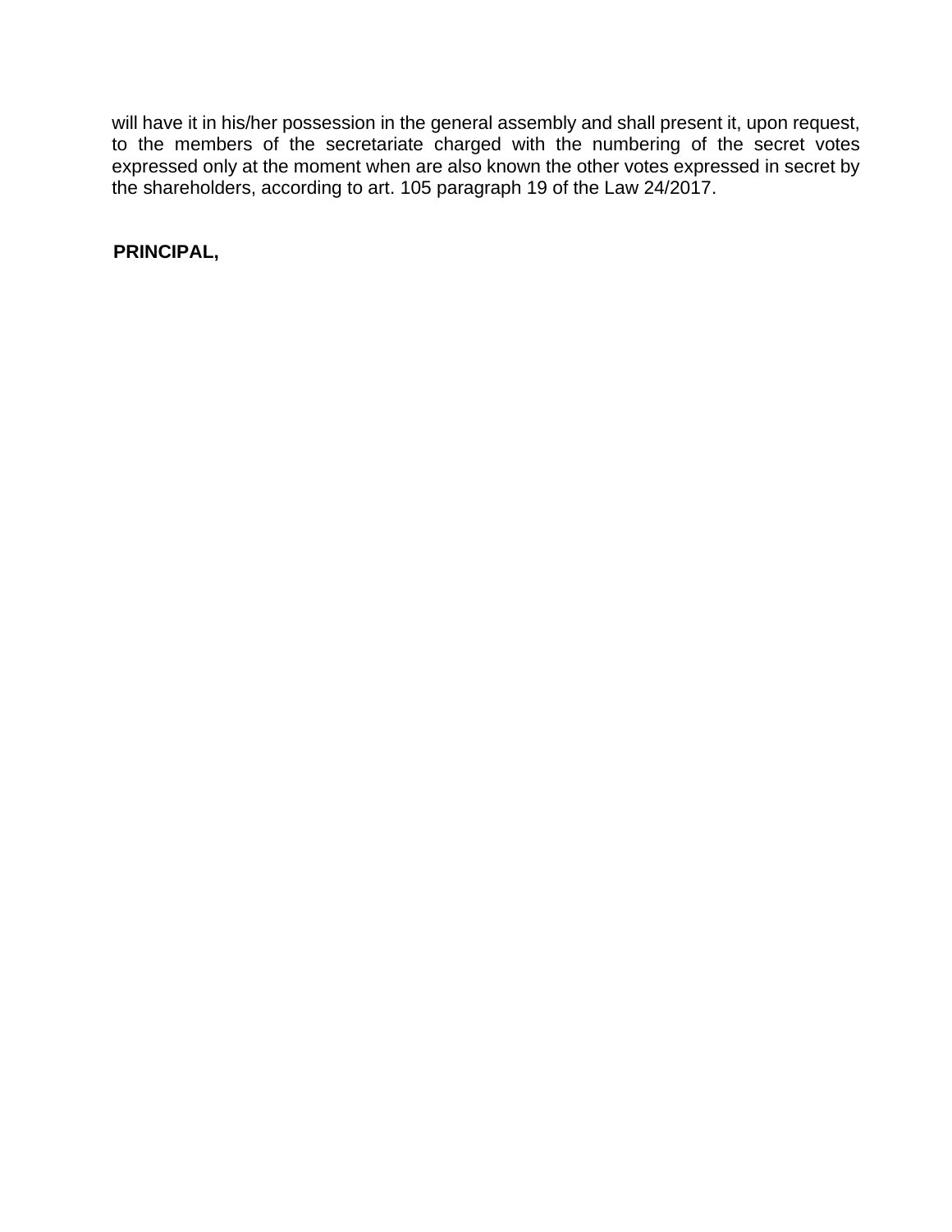will have it in his/her possession in the general assembly and shall present it, upon request, to the members of the secretariate charged with the numbering of the secret votes expressed only at the moment when are also known the other votes expressed in secret by the shareholders, according to art. 105 paragraph 19 of the Law 24/2017.

**PRINCIPAL,**